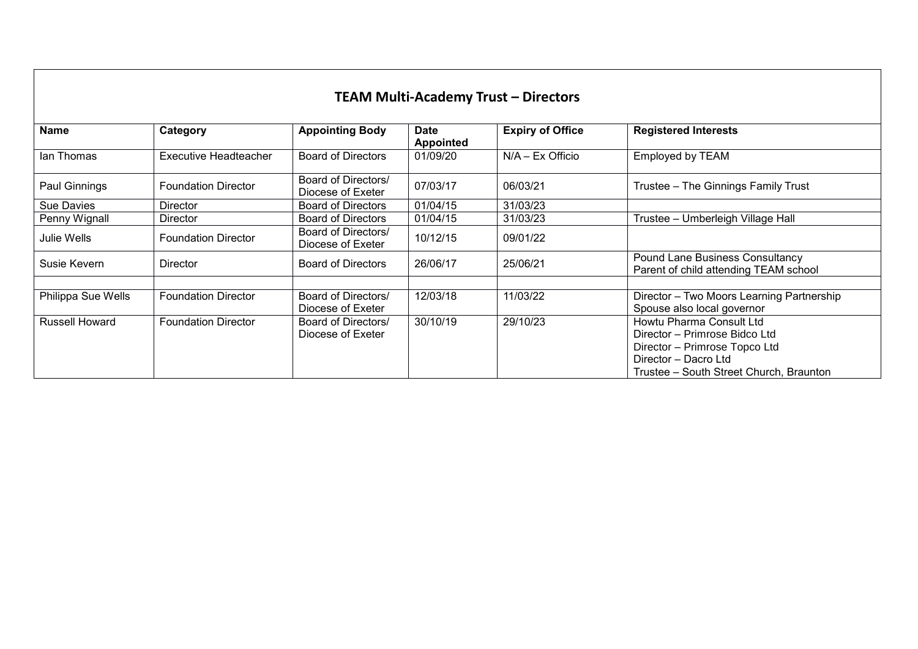# TEAM Multi-Academy Trust – Directors

| Name | Category | Appointing Body | Date Appointed | Expiry of Office | Registered Interests |
|---|---|---|---|---|---|
| Ian Thomas | Executive Headteacher | Board of Directors | 01/09/20 | N/A – Ex Officio | Employed by TEAM |
| Paul Ginnings | Foundation Director | Board of Directors/ Diocese of Exeter | 07/03/17 | 06/03/21 | Trustee – The Ginnings Family Trust |
| Sue Davies | Director | Board of Directors | 01/04/15 | 31/03/23 | |
| Penny Wignall | Director | Board of Directors | 01/04/15 | 31/03/23 | Trustee – Umberleigh Village Hall |
| Julie Wells | Foundation Director | Board of Directors/ Diocese of Exeter | 10/12/15 | 09/01/22 | |
| Susie Kevern | Director | Board of Directors | 26/06/17 | 25/06/21 | Pound Lane Business Consultancy<br>Parent of child attending TEAM school |
| | | | | | |
| Philippa Sue Wells | Foundation Director | Board of Directors/ Diocese of Exeter | 12/03/18 | 11/03/22 | Director – Two Moors Learning Partnership<br>Spouse also local governor |
| Russell Howard | Foundation Director | Board of Directors/ Diocese of Exeter | 30/10/19 | 29/10/23 | Howtu Pharma Consult Ltd<br>Director – Primrose Bidco Ltd<br>Director – Primrose Topco Ltd<br>Director – Dacro Ltd<br>Trustee – South Street Church, Braunton |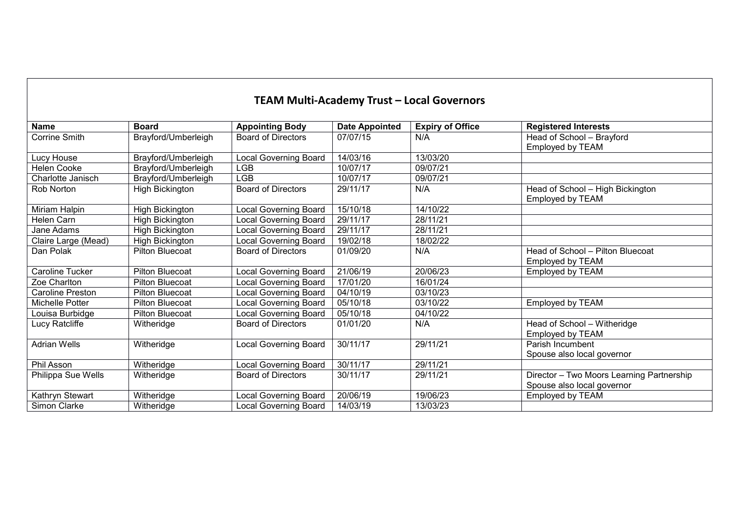## TEAM Multi-Academy Trust – Local Governors

| Name | Board | Appointing Body | Date Appointed | Expiry of Office | Registered Interests |
|---|---|---|---|---|---|
| Corrine Smith | Brayford/Umberleigh | Board of Directors | 07/07/15 | N/A | Head of School – Brayford<br>Employed by TEAM |
| Lucy House | Brayford/Umberleigh | Local Governing Board | 14/03/16 | 13/03/20 | |
| Helen Cooke | Brayford/Umberleigh | LGB | 10/07/17 | 09/07/21 | |
| Charlotte Janisch | Brayford/Umberleigh | LGB | 10/07/17 | 09/07/21 | |
| Rob Norton | High Bickington | Board of Directors | 29/11/17 | N/A | Head of School – High Bickington<br>Employed by TEAM |
| Miriam Halpin | High Bickington | Local Governing Board | 15/10/18 | 14/10/22 | |
| Helen Carn | High Bickington | Local Governing Board | 29/11/17 | 28/11/21 | |
| Jane Adams | High Bickington | Local Governing Board | 29/11/17 | 28/11/21 | |
| Claire Large (Mead) | High Bickington | Local Governing Board | 19/02/18 | 18/02/22 | |
| Dan Polak | Pilton Bluecoat | Board of Directors | 01/09/20 | N/A | Head of School – Pilton Bluecoat<br>Employed by TEAM |
| Caroline Tucker | Pilton Bluecoat | Local Governing Board | 21/06/19 | 20/06/23 | Employed by TEAM |
| Zoe Charlton | Pilton Bluecoat | Local Governing Board | 17/01/20 | 16/01/24 | |
| Caroline Preston | Pilton Bluecoat | Local Governing Board | 04/10/19 | 03/10/23 | |
| Michelle Potter | Pilton Bluecoat | Local Governing Board | 05/10/18 | 03/10/22 | Employed by TEAM |
| Louisa Burbidge | Pilton Bluecoat | Local Governing Board | 05/10/18 | 04/10/22 | |
| Lucy Ratcliffe | Witheridge | Board of Directors | 01/01/20 | N/A | Head of School – Witheridge<br>Employed by TEAM |
| Adrian Wells | Witheridge | Local Governing Board | 30/11/17 | 29/11/21 | Parish Incumbent<br>Spouse also local governor |
| Phil Asson | Witheridge | Local Governing Board | 30/11/17 | 29/11/21 | |
| Philippa Sue Wells | Witheridge | Board of Directors | 30/11/17 | 29/11/21 | Director – Two Moors Learning Partnership<br>Spouse also local governor |
| Kathryn Stewart | Witheridge | Local Governing Board | 20/06/19 | 19/06/23 | Employed by TEAM |
| Simon Clarke | Witheridge | Local Governing Board | 14/03/19 | 13/03/23 | |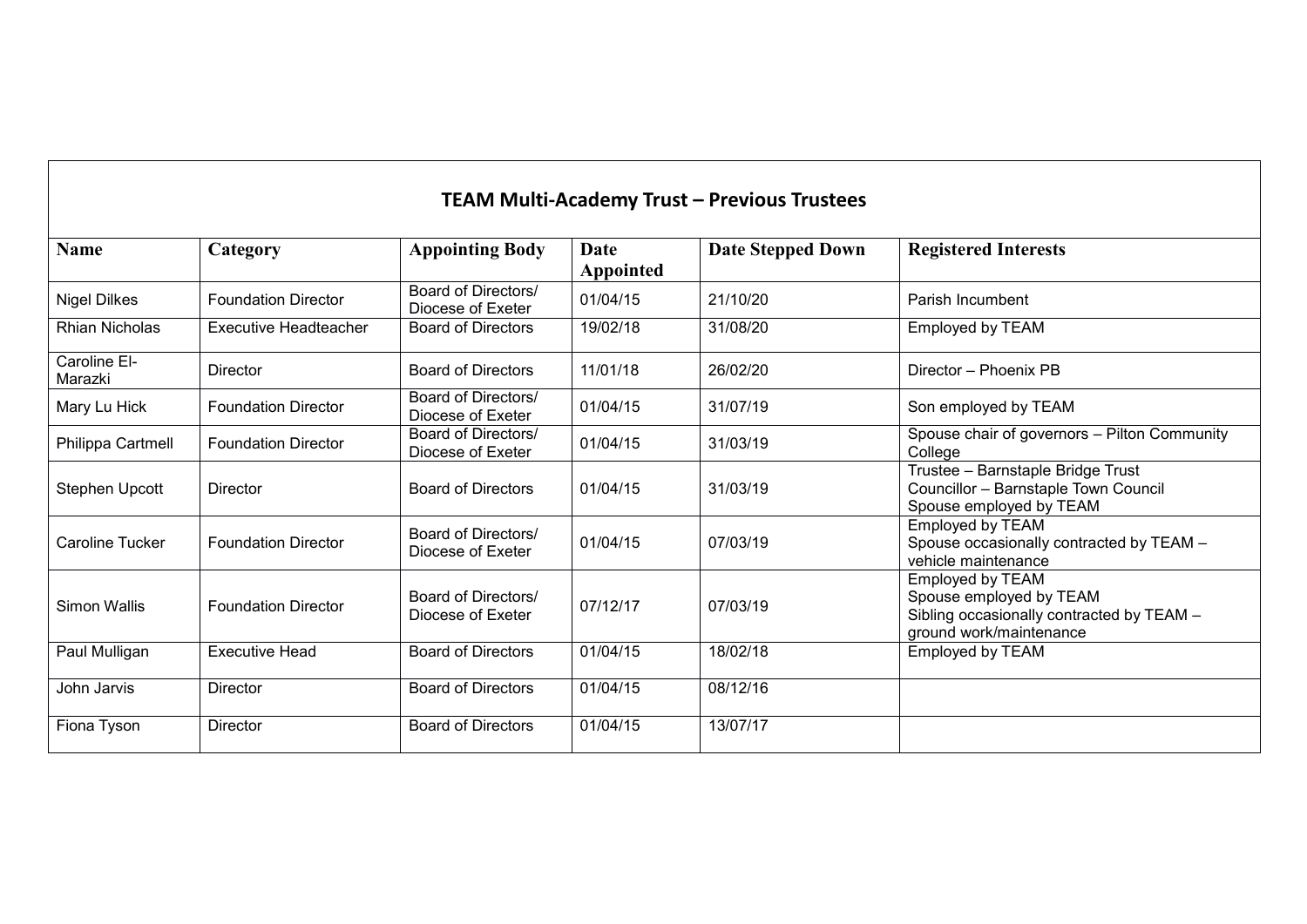## TEAM Multi-Academy Trust – Previous Trustees

| Name | Category | Appointing Body | Date Appointed | Date Stepped Down | Registered Interests |
|---|---|---|---|---|---|
| Nigel Dilkes | Foundation Director | Board of Directors/ Diocese of Exeter | 01/04/15 | 21/10/20 | Parish Incumbent |
| Rhian Nicholas | Executive Headteacher | Board of Directors | 19/02/18 | 31/08/20 | Employed by TEAM |
| Caroline El-Marazki | Director | Board of Directors | 11/01/18 | 26/02/20 | Director – Phoenix PB |
| Mary Lu Hick | Foundation Director | Board of Directors/ Diocese of Exeter | 01/04/15 | 31/07/19 | Son employed by TEAM |
| Philippa Cartmell | Foundation Director | Board of Directors/ Diocese of Exeter | 01/04/15 | 31/03/19 | Spouse chair of governors – Pilton Community College |
| Stephen Upcott | Director | Board of Directors | 01/04/15 | 31/03/19 | Trustee – Barnstaple Bridge Trust<br>Councillor – Barnstaple Town Council<br>Spouse employed by TEAM |
| Caroline Tucker | Foundation Director | Board of Directors/ Diocese of Exeter | 01/04/15 | 07/03/19 | Employed by TEAM<br>Spouse occasionally contracted by TEAM – vehicle maintenance |
| Simon Wallis | Foundation Director | Board of Directors/ Diocese of Exeter | 07/12/17 | 07/03/19 | Employed by TEAM<br>Spouse employed by TEAM<br>Sibling occasionally contracted by TEAM – ground work/maintenance |
| Paul Mulligan | Executive Head | Board of Directors | 01/04/15 | 18/02/18 | Employed by TEAM |
| John Jarvis | Director | Board of Directors | 01/04/15 | 08/12/16 | |
| Fiona Tyson | Director | Board of Directors | 01/04/15 | 13/07/17 | |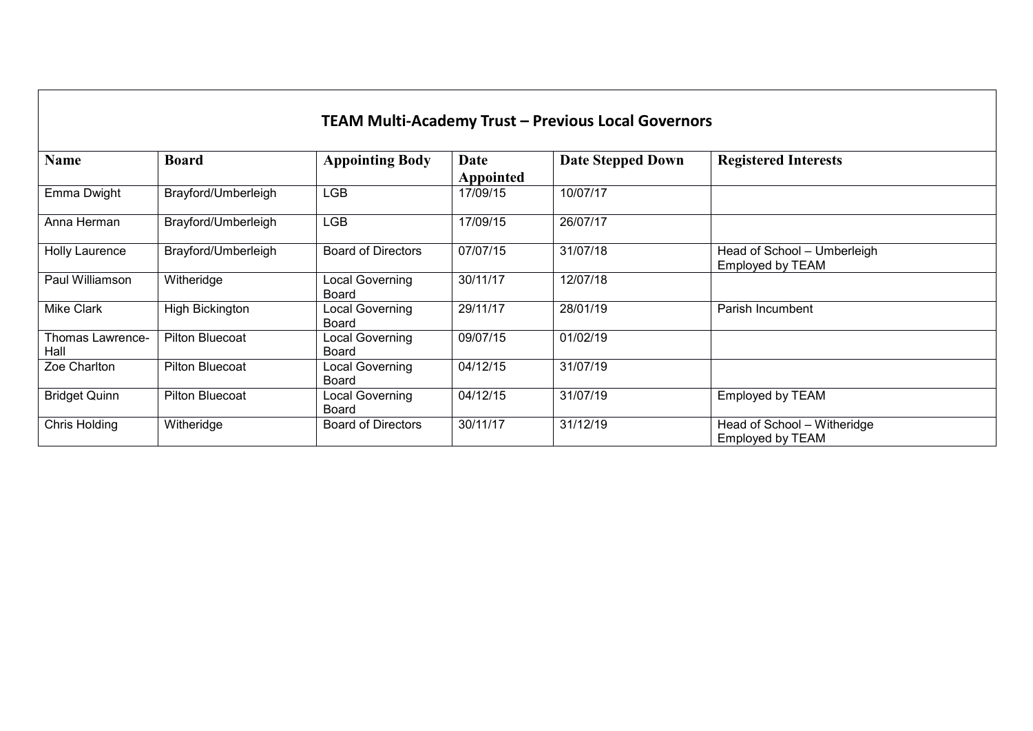## TEAM Multi-Academy Trust – Previous Local Governors

| Name | Board | Appointing Body | Date Appointed | Date Stepped Down | Registered Interests |
|---|---|---|---|---|---|
| Emma Dwight | Brayford/Umberleigh | LGB | 17/09/15 | 10/07/17 | |
| Anna Herman | Brayford/Umberleigh | LGB | 17/09/15 | 26/07/17 | |
| Holly Laurence | Brayford/Umberleigh | Board of Directors | 07/07/15 | 31/07/18 | Head of School – Umberleigh Employed by TEAM |
| Paul Williamson | Witheridge | Local Governing Board | 30/11/17 | 12/07/18 | |
| Mike Clark | High Bickington | Local Governing Board | 29/11/17 | 28/01/19 | Parish Incumbent |
| Thomas Lawrence-Hall | Pilton Bluecoat | Local Governing Board | 09/07/15 | 01/02/19 | |
| Zoe Charlton | Pilton Bluecoat | Local Governing Board | 04/12/15 | 31/07/19 | |
| Bridget Quinn | Pilton Bluecoat | Local Governing Board | 04/12/15 | 31/07/19 | Employed by TEAM |
| Chris Holding | Witheridge | Board of Directors | 30/11/17 | 31/12/19 | Head of School – Witheridge Employed by TEAM |